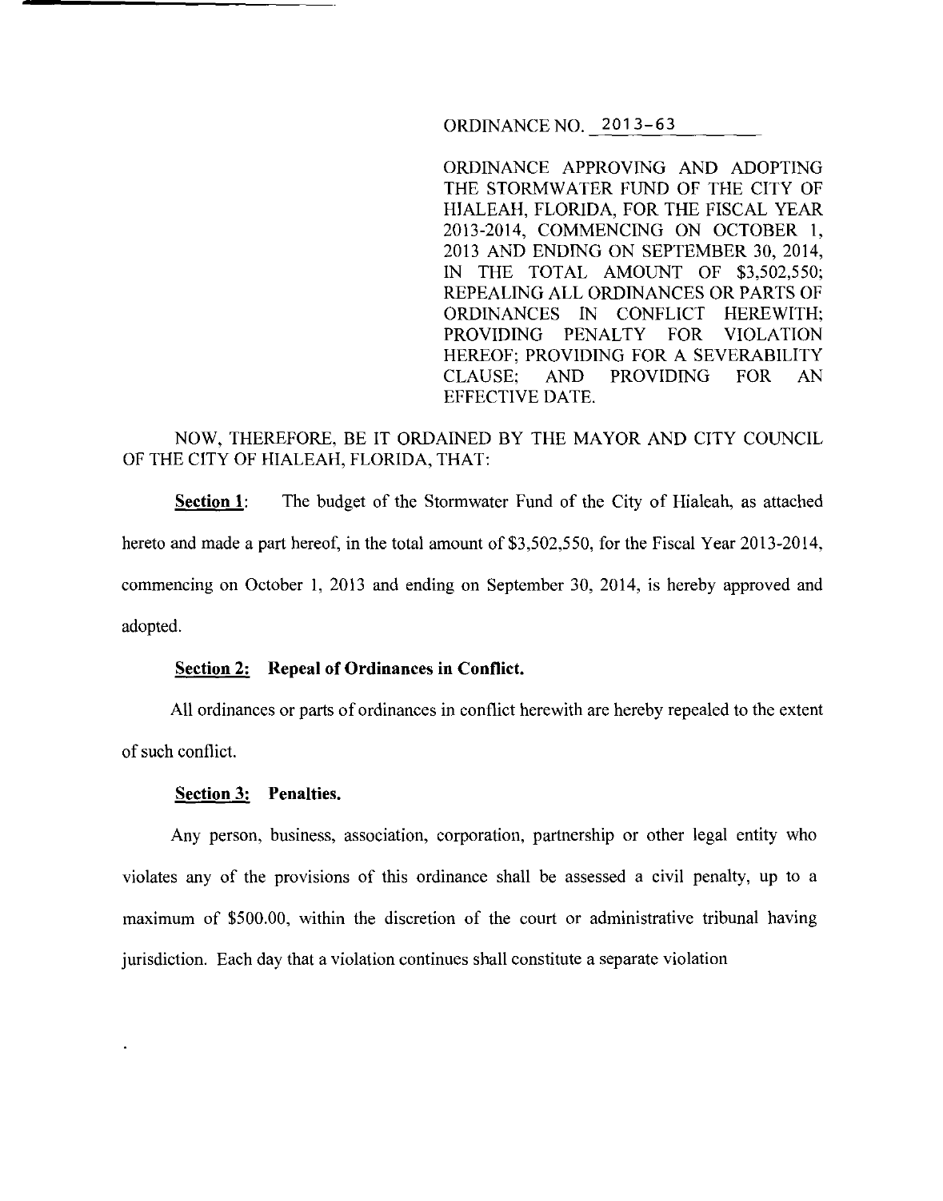ORDINANCE NO. 2013-63

ORDINANCE APPROVING AND ADOPTING THE STORMWATER FUND OF THE CITY OF HIALEAH, FLORIDA, FOR THE FISCAL YEAR 2013-2014, COMMENCING ON OCTOBER 1, 2013 AND ENDING ON SEPTEMBER 30, 2014, IN THE TOTAL AMOUNT OF $3,502,550; REPEALING ALL ORDINANCES OR PARTS OF ORDINANCES IN CONFLICT HEREWITH; PROVIDING PENALTY FOR VIOLATION HEREOF; PROVIDING FOR A SEVERABILITY CLAUSE; AND PROVIDING FOR AN EFFECTIVE DATE.

NOW, THEREFORE, BE IT ORDAINED BY THE MAYOR AND CITY COUNCIL OF THE CITY OF HIALEAH, FLORIDA, THAT:

**Section 1**: The budget of the Stormwater Fund of the City of Hialeah, as attached hereto and made a part hereof, in the total amount of $3,502,550, for the Fiscal Year 2013-2014, commencing on October 1, 2013 and ending on September 30, 2014, is hereby approved and adopted.

**Section 2: Repeal of Ordinances in Conflict.**

All ordinances or parts of ordinances in conflict herewith are hereby repealed to the extent of such conflict.

**Section 3: Penalties.**

Any person, business, association, corporation, partnership or other legal entity who violates any of the provisions of this ordinance shall be assessed a civil penalty, up to a maximum of $500.00, within the discretion of the court or administrative tribunal having jurisdiction. Each day that a violation continues shall constitute a separate violation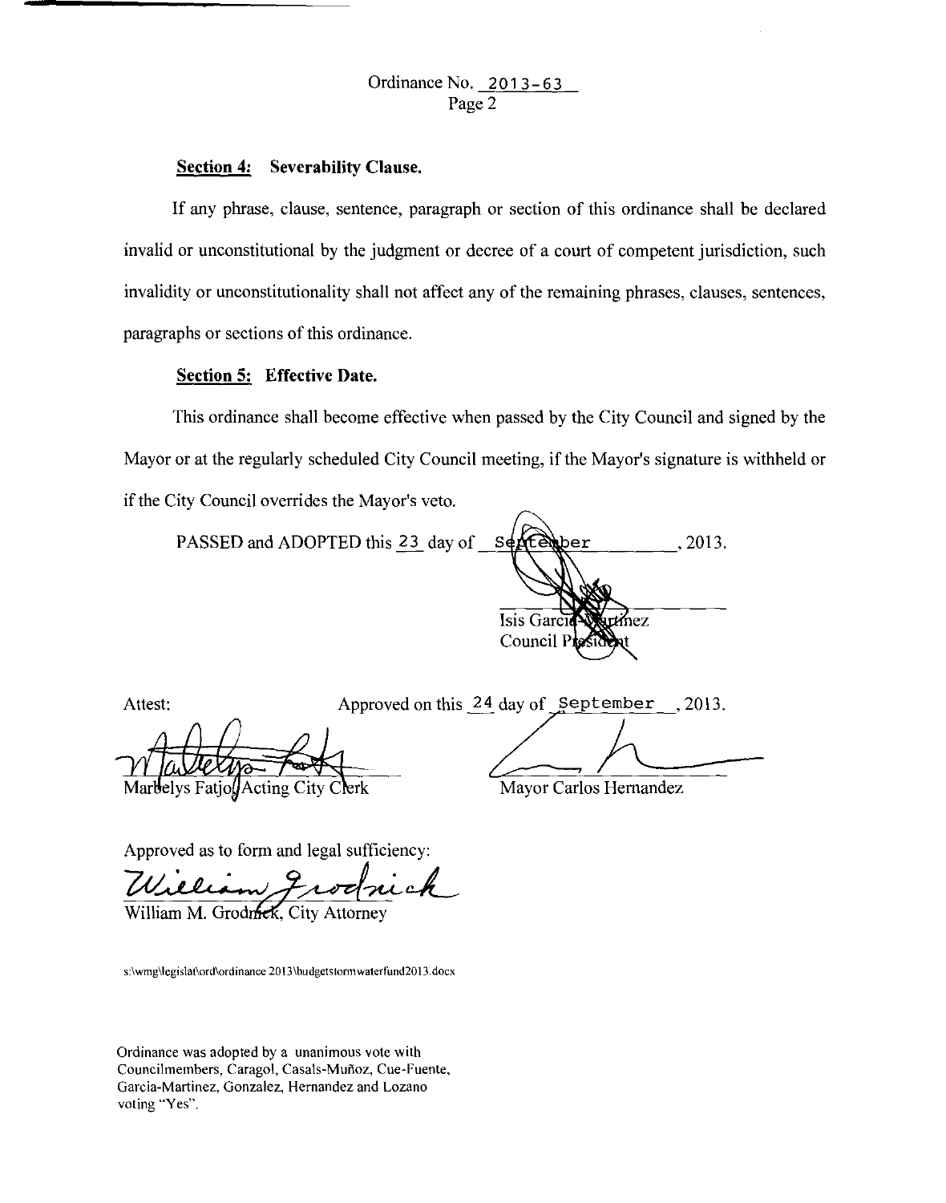Ordinance No. 2013-63

**Section 4: Severability Clause.**

If any phrase, clause, sentence, paragraph or section of this ordinance shall be declared invalid or unconstitutional by the judgment or decree of a court of competent jurisdiction, such invalidity or unconstitutionality shall not affect any of the remaining phrases, clauses, sentences, paragraphs or sections of this ordinance.

**Section 5: Effective Date.**

This ordinance shall become effective when passed by the City Council and signed by the Mayor or at the regularly scheduled City Council meeting, if the Mayor's signature is withheld or if the City Council overrides the Mayor's veto.

PASSED and ADOPTED this 23 day of September, 2013.

Isis Garcia-Martinez
Council President

Attest:

Marbelys Fatjo, Acting City Clerk

Approved on this 24 day of September, 2013.

Mayor Carlos Hernandez

Approved as to form and legal sufficiency:

William M. Grodnick, City Attorney

s:\wmg\legislat\ord\ordinance 2013\budgetstormwaterfund2013.docx

Ordinance was adopted by a unanimous vote with Councilmembers, Caragol, Casals-Muñoz, Cue-Fuente, Garcia-Martinez, Gonzalez, Hernandez and Lozano voting "Yes".